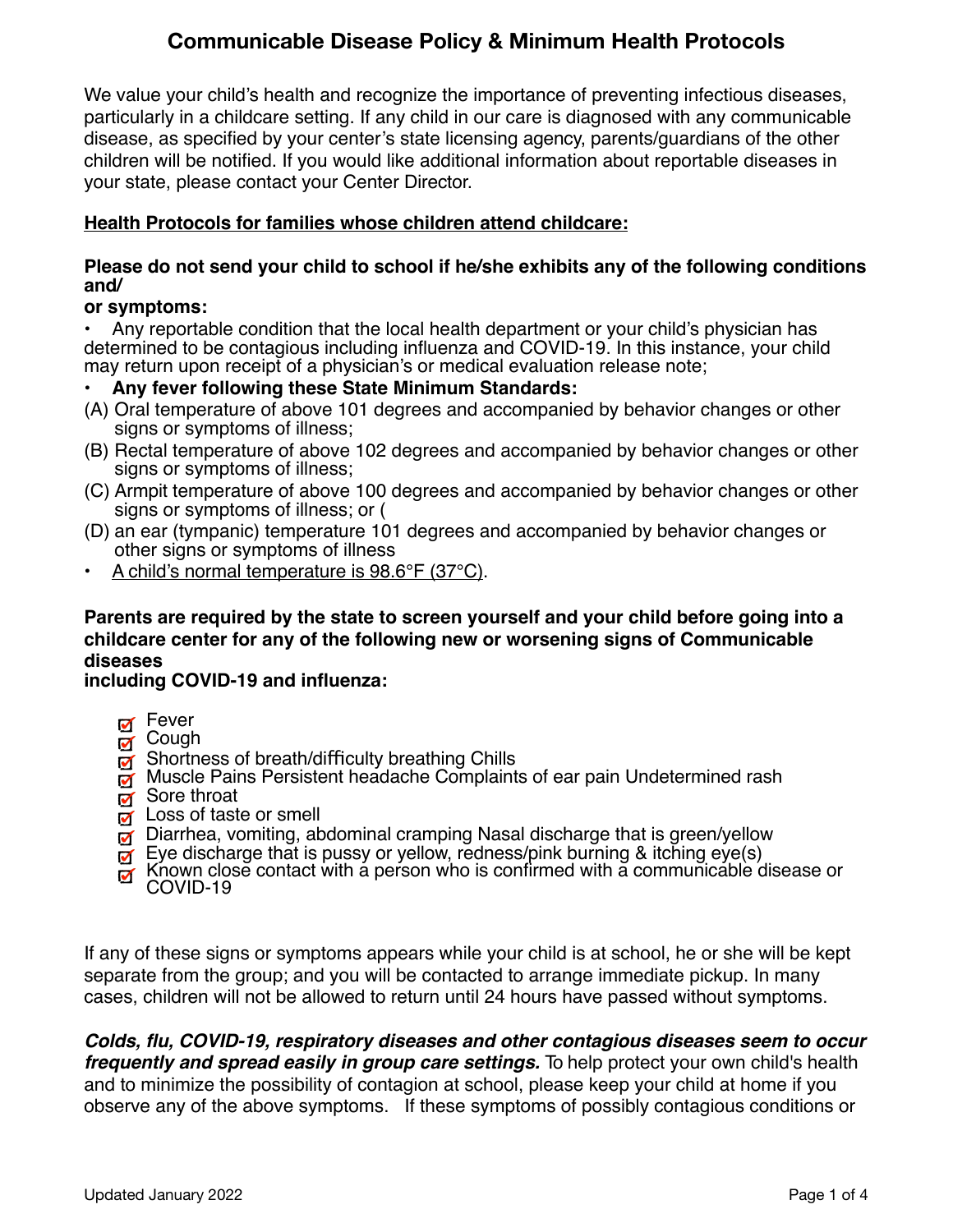# Communicable Disease Policy & Minimum Health Protocols

We value your child's health and recognize the importance of preventing infectious diseases, particularly in a childcare setting. If any child in our care is diagnosed with any communicable disease, as specified by your center's state licensing agency, parents/guardians of the other children will be notified. If you would like additional information about reportable diseases in your state, please contact your Center Director.

**<u>Health Protocols for families whose children attend childcare:</u>**

**Please do not send your child to school if he/she exhibits any of the following conditions and/or symptoms:**

- Any reportable condition that the local health department or your child's physician has determined to be contagious including influenza and COVID-19. In this instance, your child may return upon receipt of a physician's or medical evaluation release note;
- **Any fever following these State Minimum Standards:**

(A) Oral temperature of above 101 degrees and accompanied by behavior changes or other signs or symptoms of illness;
(B) Rectal temperature of above 102 degrees and accompanied by behavior changes or other signs or symptoms of illness;
(C) Armpit temperature of above 100 degrees and accompanied by behavior changes or other signs or symptoms of illness; or (
(D) an ear (tympanic) temperature 101 degrees and accompanied by behavior changes or other signs or symptoms of illness

- <u>A child's normal temperature is 98.6°F (37°C)</u>.

**Parents are required by the state to screen yourself and your child before going into a childcare center for any of the following new or worsening signs of Communicable diseases including COVID-19 and influenza:**

- ☑ Fever
- ☑ Cough
- ☑ Shortness of breath/difficulty breathing Chills
- ☑ Muscle Pains Persistent headache Complaints of ear pain Undetermined rash
- ☑ Sore throat
- ☑ Loss of taste or smell
- ☑ Diarrhea, vomiting, abdominal cramping Nasal discharge that is green/yellow
- ☑ Eye discharge that is pussy or yellow, redness/pink burning & itching eye(s)
- ☑ Known close contact with a person who is confirmed with a communicable disease or COVID-19

If any of these signs or symptoms appears while your child is at school, he or she will be kept separate from the group; and you will be contacted to arrange immediate pickup. In many cases, children will not be allowed to return until 24 hours have passed without symptoms.

***Colds, flu, COVID-19, respiratory diseases and other contagious diseases seem to occur frequently and spread easily in group care settings.*** To help protect your own child's health and to minimize the possibility of contagion at school, please keep your child at home if you observe any of the above symptoms. If these symptoms of possibly contagious conditions or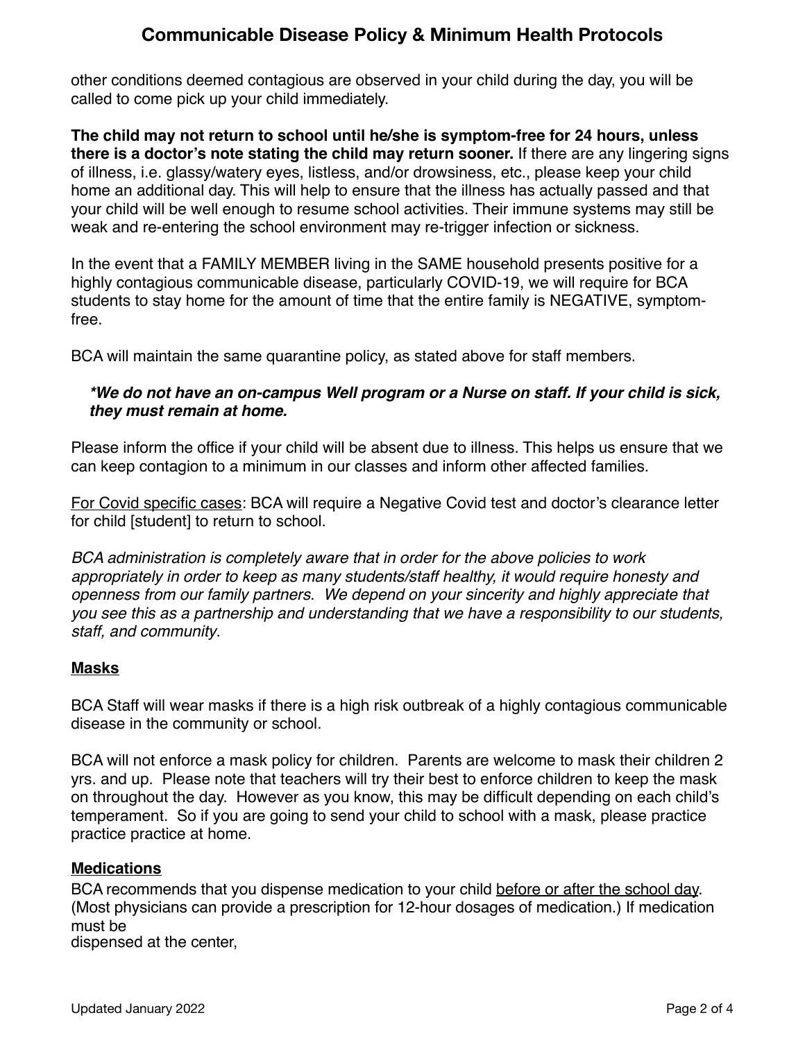other conditions deemed contagious are observed in your child during the day, you will be called to come pick up your child immediately.

**The child may not return to school until he/she is symptom-free for 24 hours, unless there is a doctor's note stating the child may return sooner.** If there are any lingering signs of illness, i.e. glassy/watery eyes, listless, and/or drowsiness, etc., please keep your child home an additional day. This will help to ensure that the illness has actually passed and that your child will be well enough to resume school activities. Their immune systems may still be weak and re-entering the school environment may re-trigger infection or sickness.

In the event that a FAMILY MEMBER living in the SAME household presents positive for a highly contagious communicable disease, particularly COVID-19, we will require for BCA students to stay home for the amount of time that the entire family is NEGATIVE, symptom-free.

BCA will maintain the same quarantine policy, as stated above for staff members.

> ***We do not have an on-campus Well program or a Nurse on staff. If your child is sick, they must remain at home.***

Please inform the office if your child will be absent due to illness. This helps us ensure that we can keep contagion to a minimum in our classes and inform other affected families.

<u>For Covid specific cases</u>: BCA will require a Negative Covid test and doctor's clearance letter for child [student] to return to school.

*BCA administration is completely aware that in order for the above policies to work appropriately in order to keep as many students/staff healthy, it would require honesty and openness from our family partners. We depend on your sincerity and highly appreciate that you see this as a partnership and understanding that we have a responsibility to our students, staff, and community*.

## **<u>Masks</u>**

BCA Staff will wear masks if there is a high risk outbreak of a highly contagious communicable disease in the community or school.

BCA will not enforce a mask policy for children. Parents are welcome to mask their children 2 yrs. and up. Please note that teachers will try their best to enforce children to keep the mask on throughout the day. However as you know, this may be difficult depending on each child's temperament. So if you are going to send your child to school with a mask, please practice practice practice at home.

## **<u>Medications</u>**

BCA recommends that you dispense medication to your child <u>before or after the school day</u>. (Most physicians can provide a prescription for 12-hour dosages of medication.) If medication must be
dispensed at the center,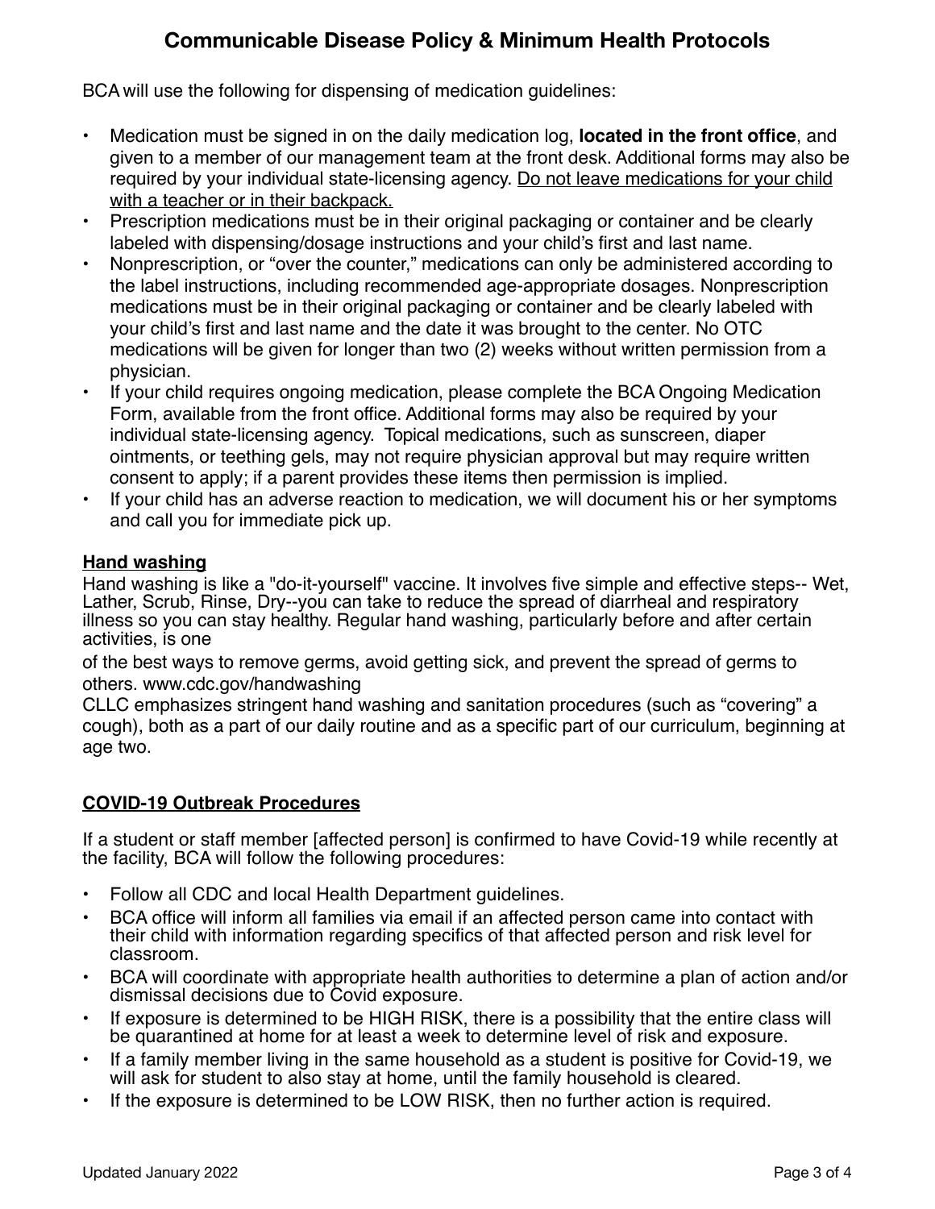# Communicable Disease Policy & Minimum Health Protocols

BCA will use the following for dispensing of medication guidelines:

- Medication must be signed in on the daily medication log, **located in the front office**, and given to a member of our management team at the front desk. Additional forms may also be required by your individual state-licensing agency. <u>Do not leave medications for your child with a teacher or in their backpack.</u>
- Prescription medications must be in their original packaging or container and be clearly labeled with dispensing/dosage instructions and your child's first and last name.
- Nonprescription, or "over the counter," medications can only be administered according to the label instructions, including recommended age-appropriate dosages. Nonprescription medications must be in their original packaging or container and be clearly labeled with your child's first and last name and the date it was brought to the center. No OTC medications will be given for longer than two (2) weeks without written permission from a physician.
- If your child requires ongoing medication, please complete the BCA Ongoing Medication Form, available from the front office. Additional forms may also be required by your individual state-licensing agency. Topical medications, such as sunscreen, diaper ointments, or teething gels, may not require physician approval but may require written consent to apply; if a parent provides these items then permission is implied.
- If your child has an adverse reaction to medication, we will document his or her symptoms and call you for immediate pick up.

## <u>Hand washing</u>

Hand washing is like a "do-it-yourself" vaccine. It involves five simple and effective steps-- Wet, Lather, Scrub, Rinse, Dry--you can take to reduce the spread of diarrheal and respiratory illness so you can stay healthy. Regular hand washing, particularly before and after certain activities, is one

of the best ways to remove germs, avoid getting sick, and prevent the spread of germs to others. www.cdc.gov/handwashing

CLLC emphasizes stringent hand washing and sanitation procedures (such as "covering" a cough), both as a part of our daily routine and as a specific part of our curriculum, beginning at age two.

## <u>COVID-19 Outbreak Procedures</u>

If a student or staff member [affected person] is confirmed to have Covid-19 while recently at the facility, BCA will follow the following procedures:

- Follow all CDC and local Health Department guidelines.
- BCA office will inform all families via email if an affected person came into contact with their child with information regarding specifics of that affected person and risk level for classroom.
- BCA will coordinate with appropriate health authorities to determine a plan of action and/or dismissal decisions due to Covid exposure.
- If exposure is determined to be HIGH RISK, there is a possibility that the entire class will be quarantined at home for at least a week to determine level of risk and exposure.
- If a family member living in the same household as a student is positive for Covid-19, we will ask for student to also stay at home, until the family household is cleared.
- If the exposure is determined to be LOW RISK, then no further action is required.

Updated January 2022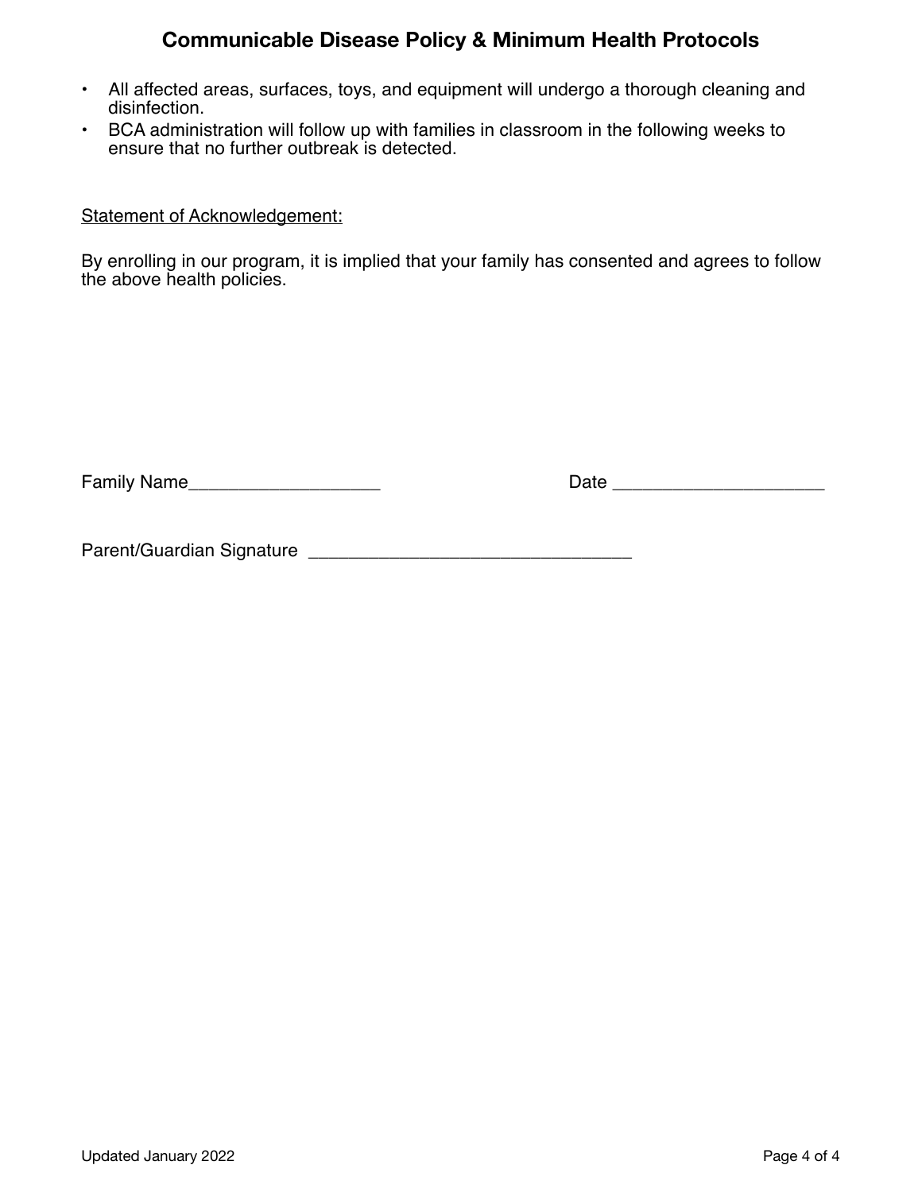## Communicable Disease Policy & Minimum Health Protocols

- All affected areas, surfaces, toys, and equipment will undergo a thorough cleaning and disinfection.
- BCA administration will follow up with families in classroom in the following weeks to ensure that no further outbreak is detected.

<u>Statement of Acknowledgement:</u>

By enrolling in our program, it is implied that your family has consented and agrees to follow the above health policies.

Family Name___________________ Date _____________________

Parent/Guardian Signature _________________________________

Updated January 2022